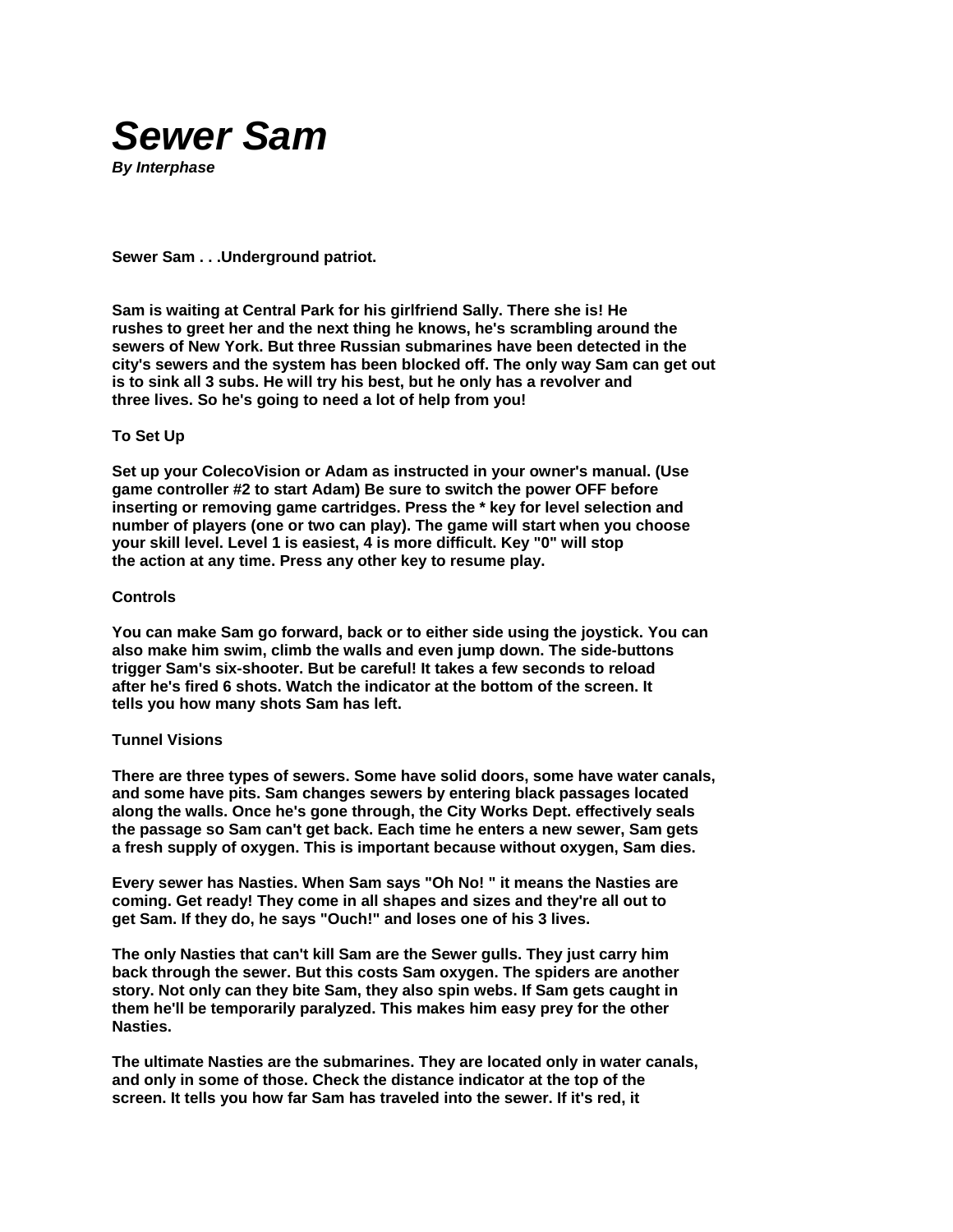# *Sewer Sam*

***By Interphase***

**Sewer Sam . . .Underground patriot.**

**Sam is waiting at Central Park for his girlfriend Sally. There she is! He rushes to greet her and the next thing he knows, he's scrambling around the sewers of New York. But three Russian submarines have been detected in the city's sewers and the system has been blocked off. The only way Sam can get out is to sink all 3 subs. He will try his best, but he only has a revolver and three lives. So he's going to need a lot of help from you!**

**To Set Up**

**Set up your ColecoVision or Adam as instructed in your owner's manual. (Use game controller #2 to start Adam) Be sure to switch the power OFF before inserting or removing game cartridges. Press the * key for level selection and number of players (one or two can play). The game will start when you choose your skill level. Level 1 is easiest, 4 is more difficult. Key "0" will stop the action at any time. Press any other key to resume play.**

**Controls**

**You can make Sam go forward, back or to either side using the joystick. You can also make him swim, climb the walls and even jump down. The side-buttons trigger Sam's six-shooter. But be careful! It takes a few seconds to reload after he's fired 6 shots. Watch the indicator at the bottom of the screen. It tells you how many shots Sam has left.**

**Tunnel Visions**

**There are three types of sewers. Some have solid doors, some have water canals, and some have pits. Sam changes sewers by entering black passages located along the walls. Once he's gone through, the City Works Dept. effectively seals the passage so Sam can't get back. Each time he enters a new sewer, Sam gets a fresh supply of oxygen. This is important because without oxygen, Sam dies.**

**Every sewer has Nasties. When Sam says "Oh No! " it means the Nasties are coming. Get ready! They come in all shapes and sizes and they're all out to get Sam. If they do, he says "Ouch!" and loses one of his 3 lives.**

**The only Nasties that can't kill Sam are the Sewer gulls. They just carry him back through the sewer. But this costs Sam oxygen. The spiders are another story. Not only can they bite Sam, they also spin webs. If Sam gets caught in them he'll be temporarily paralyzed. This makes him easy prey for the other Nasties.**

**The ultimate Nasties are the submarines. They are located only in water canals, and only in some of those. Check the distance indicator at the top of the screen. It tells you how far Sam has traveled into the sewer. If it's red, it**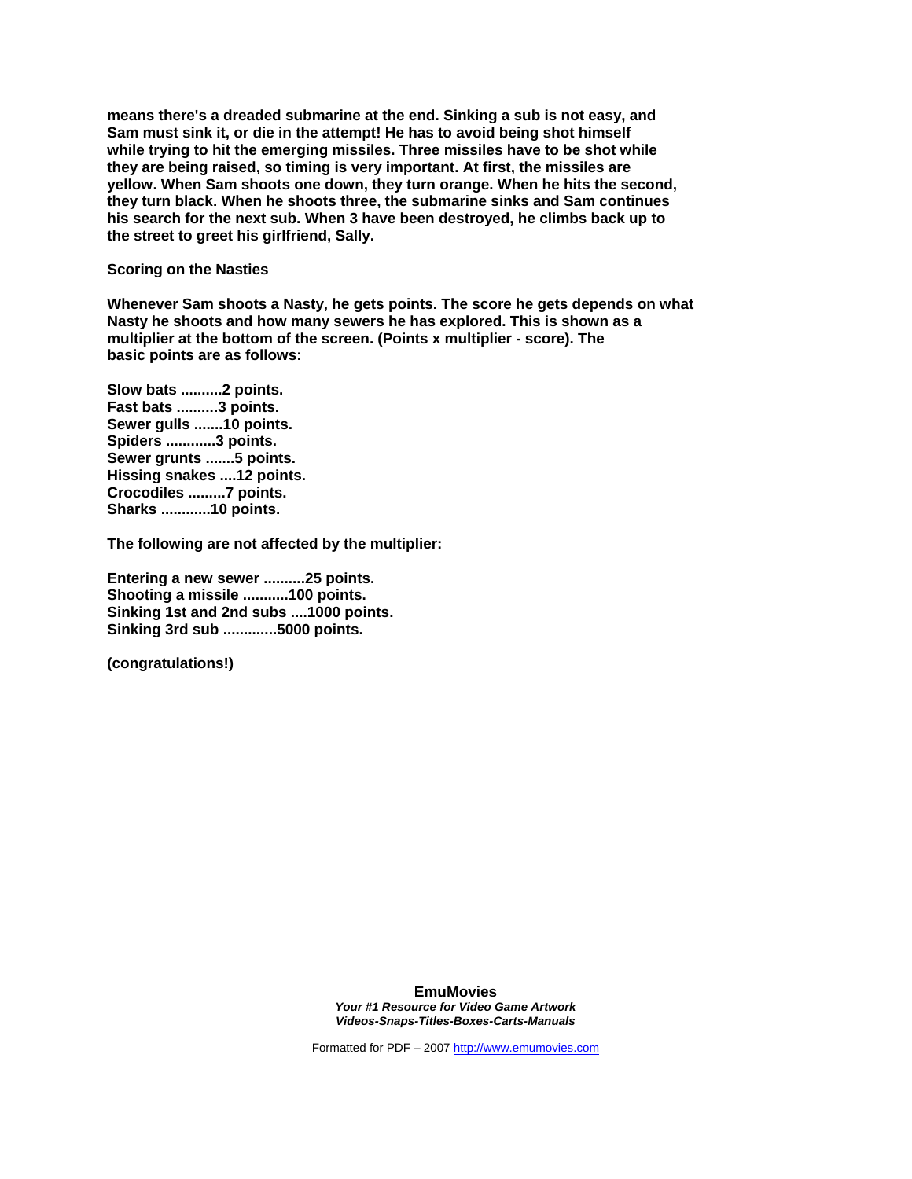**means there's a dreaded submarine at the end. Sinking a sub is not easy, and Sam must sink it, or die in the attempt! He has to avoid being shot himself while trying to hit the emerging missiles. Three missiles have to be shot while they are being raised, so timing is very important. At first, the missiles are yellow. When Sam shoots one down, they turn orange. When he hits the second, they turn black. When he shoots three, the submarine sinks and Sam continues his search for the next sub. When 3 have been destroyed, he climbs back up to the street to greet his girlfriend, Sally.**

**Scoring on the Nasties**

**Whenever Sam shoots a Nasty, he gets points. The score he gets depends on what Nasty he shoots and how many sewers he has explored. This is shown as a multiplier at the bottom of the screen. (Points x multiplier - score). The basic points are as follows:**

**Slow bats ..........2 points.**
**Fast bats ..........3 points.**
**Sewer gulls .......10 points.**
**Spiders ............3 points.**
**Sewer grunts .......5 points.**
**Hissing snakes ....12 points.**
**Crocodiles .........7 points.**
**Sharks ............10 points.**

**The following are not affected by the multiplier:**

**Entering a new sewer ..........25 points.**
**Shooting a missile ...........100 points.**
**Sinking 1st and 2nd subs ....1000 points.**
**Sinking 3rd sub .............5000 points.**

**(congratulations!)**

**EmuMovies**
***Your #1 Resource for Video Game Artwork***
***Videos-Snaps-Titles-Boxes-Carts-Manuals***

Formatted for PDF – 2007 http://www.emumovies.com